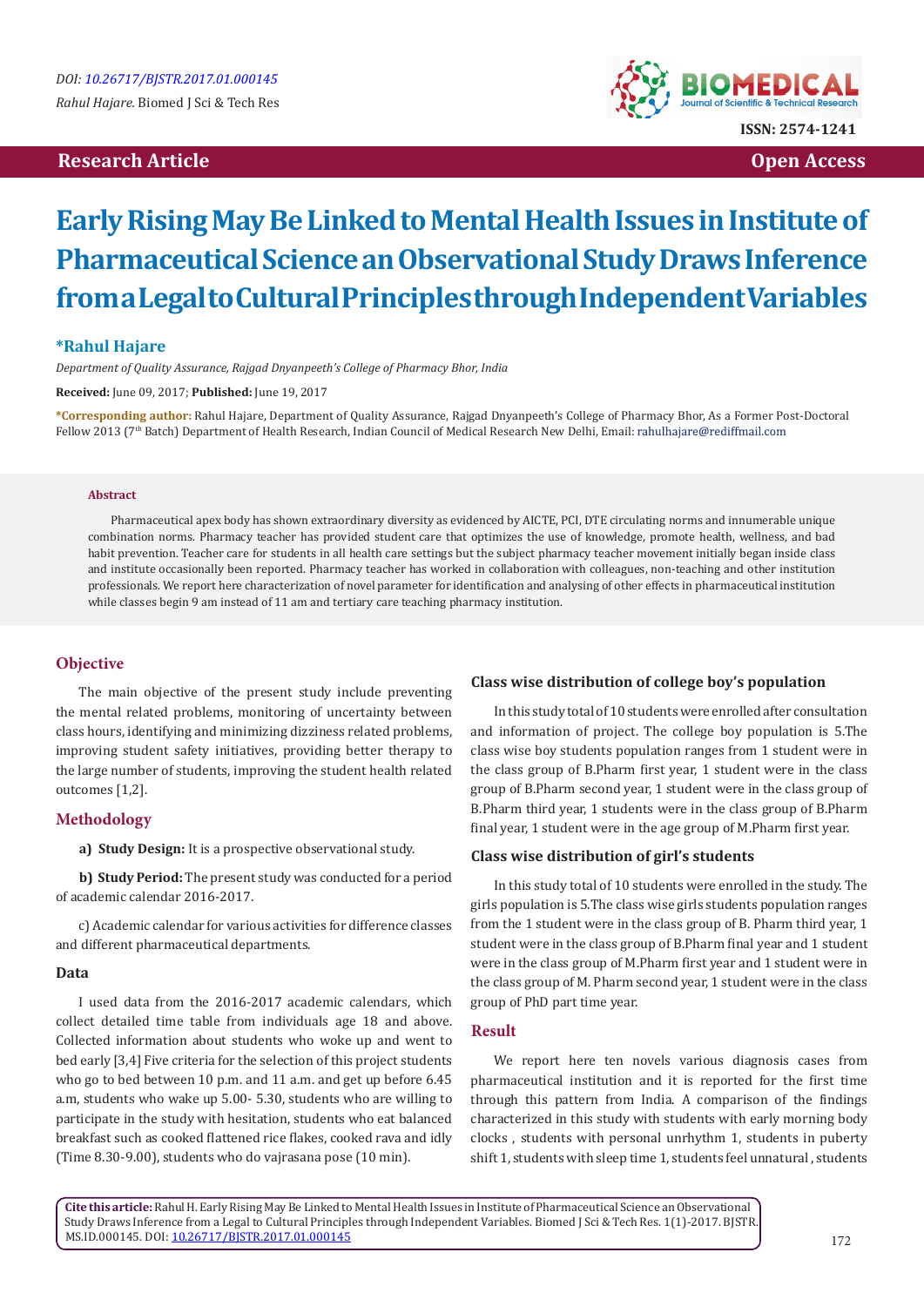DOI: 10.26717/BJSTR.2017.01.000145

*Rahul Hajare.* Biomed J Sci & Tech Res

ISSN: 2574-1241

**Research Article** | **Open Access**

# Early Rising May Be Linked to Mental Health Issues in Institute of Pharmaceutical Science an Observational Study Draws Inference from a Legal to Cultural Principles through Independent Variables

**\*Rahul Hajare**

*Department of Quality Assurance, Rajgad Dnyanpeeth's College of Pharmacy Bhor, India*

**Received:** June 09, 2017; **Published:** June 19, 2017

**\*Corresponding author:** Rahul Hajare, Department of Quality Assurance, Rajgad Dnyanpeeth's College of Pharmacy Bhor, As a Former Post-Doctoral Fellow 2013 (7th Batch) Department of Health Research, Indian Council of Medical Research New Delhi, Email: rahulhajare@rediffmail.com

**Abstract**

Pharmaceutical apex body has shown extraordinary diversity as evidenced by AICTE, PCI, DTE circulating norms and innumerable unique combination norms. Pharmacy teacher has provided student care that optimizes the use of knowledge, promote health, wellness, and bad habit prevention. Teacher care for students in all health care settings but the subject pharmacy teacher movement initially began inside class and institute occasionally been reported. Pharmacy teacher has worked in collaboration with colleagues, non-teaching and other institution professionals. We report here characterization of novel parameter for identification and analysing of other effects in pharmaceutical institution while classes begin 9 am instead of 11 am and tertiary care teaching pharmacy institution.

## Objective

The main objective of the present study include preventing the mental related problems, monitoring of uncertainty between class hours, identifying and minimizing dizziness related problems, improving student safety initiatives, providing better therapy to the large number of students, improving the student health related outcomes [1,2].

## Methodology

**a) Study Design:** It is a prospective observational study.

**b) Study Period:** The present study was conducted for a period of academic calendar 2016-2017.

c) Academic calendar for various activities for difference classes and different pharmaceutical departments.

### Data

I used data from the 2016-2017 academic calendars, which collect detailed time table from individuals age 18 and above. Collected information about students who woke up and went to bed early [3,4] Five criteria for the selection of this project students who go to bed between 10 p.m. and 11 a.m. and get up before 6.45 a.m, students who wake up 5.00- 5.30, students who are willing to participate in the study with hesitation, students who eat balanced breakfast such as cooked flattened rice flakes, cooked rava and idly (Time 8.30-9.00), students who do vajrasana pose (10 min).

### Class wise distribution of college boy's population

In this study total of 10 students were enrolled after consultation and information of project. The college boy population is 5.The class wise boy students population ranges from 1 student were in the class group of B.Pharm first year, 1 student were in the class group of B.Pharm second year, 1 student were in the class group of B.Pharm third year, 1 students were in the class group of B.Pharm final year, 1 student were in the age group of M.Pharm first year.

### Class wise distribution of girl's students

In this study total of 10 students were enrolled in the study. The girls population is 5.The class wise girls students population ranges from the 1 student were in the class group of B. Pharm third year, 1 student were in the class group of B.Pharm final year and 1 student were in the class group of M.Pharm first year and 1 student were in the class group of M. Pharm second year, 1 student were in the class group of PhD part time year.

## Result

We report here ten novels various diagnosis cases from pharmaceutical institution and it is reported for the first time through this pattern from India. A comparison of the findings characterized in this study with students with early morning body clocks , students with personal unrhythm 1, students in puberty shift 1, students with sleep time 1, students feel unnatural , students

**Cite this article:** Rahul H. Early Rising May Be Linked to Mental Health Issues in Institute of Pharmaceutical Science an Observational Study Draws Inference from a Legal to Cultural Principles through Independent Variables. Biomed J Sci & Tech Res. 1(1)-2017. BJSTR. MS.ID.000145. DOI: 10.26717/BJSTR.2017.01.000145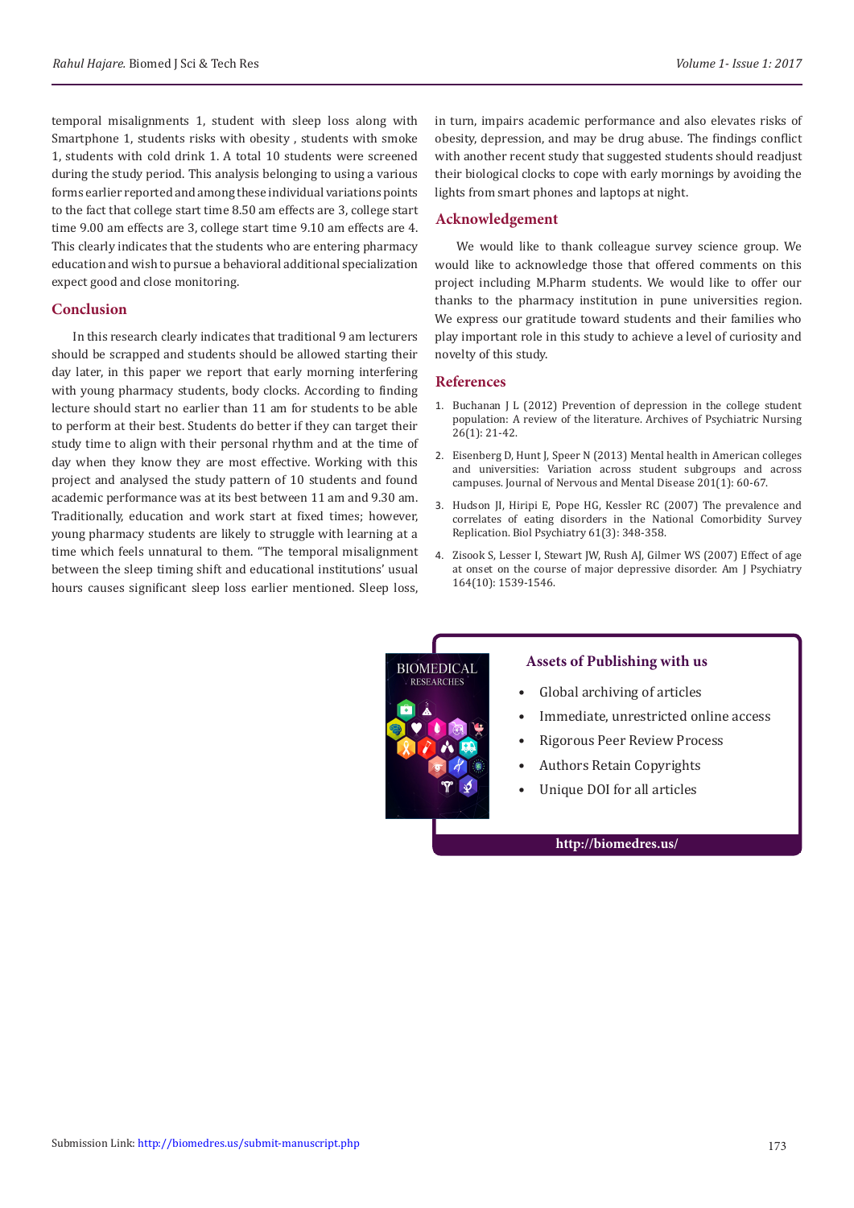temporal misalignments 1, student with sleep loss along with Smartphone 1, students risks with obesity , students with smoke 1, students with cold drink 1. A total 10 students were screened during the study period. This analysis belonging to using a various forms earlier reported and among these individual variations points to the fact that college start time 8.50 am effects are 3, college start time 9.00 am effects are 3, college start time 9.10 am effects are 4. This clearly indicates that the students who are entering pharmacy education and wish to pursue a behavioral additional specialization expect good and close monitoring.

## Conclusion

In this research clearly indicates that traditional 9 am lecturers should be scrapped and students should be allowed starting their day later, in this paper we report that early morning interfering with young pharmacy students, body clocks. According to finding lecture should start no earlier than 11 am for students to be able to perform at their best. Students do better if they can target their study time to align with their personal rhythm and at the time of day when they know they are most effective. Working with this project and analysed the study pattern of 10 students and found academic performance was at its best between 11 am and 9.30 am. Traditionally, education and work start at fixed times; however, young pharmacy students are likely to struggle with learning at a time which feels unnatural to them. "The temporal misalignment between the sleep timing shift and educational institutions' usual hours causes significant sleep loss earlier mentioned. Sleep loss, in turn, impairs academic performance and also elevates risks of obesity, depression, and may be drug abuse. The findings conflict with another recent study that suggested students should readjust their biological clocks to cope with early mornings by avoiding the lights from smart phones and laptops at night.

## Acknowledgement

We would like to thank colleague survey science group. We would like to acknowledge those that offered comments on this project including M.Pharm students. We would like to offer our thanks to the pharmacy institution in pune universities region. We express our gratitude toward students and their families who play important role in this study to achieve a level of curiosity and novelty of this study.

## References

1. Buchanan J L (2012) Prevention of depression in the college student population: A review of the literature. Archives of Psychiatric Nursing 26(1): 21-42.
2. Eisenberg D, Hunt J, Speer N (2013) Mental health in American colleges and universities: Variation across student subgroups and across campuses. Journal of Nervous and Mental Disease 201(1): 60-67.
3. Hudson JI, Hiripi E, Pope HG, Kessler RC (2007) The prevalence and correlates of eating disorders in the National Comorbidity Survey Replication. Biol Psychiatry 61(3): 348-358.
4. Zisook S, Lesser I, Stewart JW, Rush AJ, Gilmer WS (2007) Effect of age at onset on the course of major depressive disorder. Am J Psychiatry 164(10): 1539-1546.

BIOMEDICAL RESEARCHES

**Assets of Publishing with us**

- Global archiving of articles
- Immediate, unrestricted online access
- Rigorous Peer Review Process
- Authors Retain Copyrights
- Unique DOI for all articles

**http://biomedres.us/**

Submission Link: http://biomedres.us/submit-manuscript.php